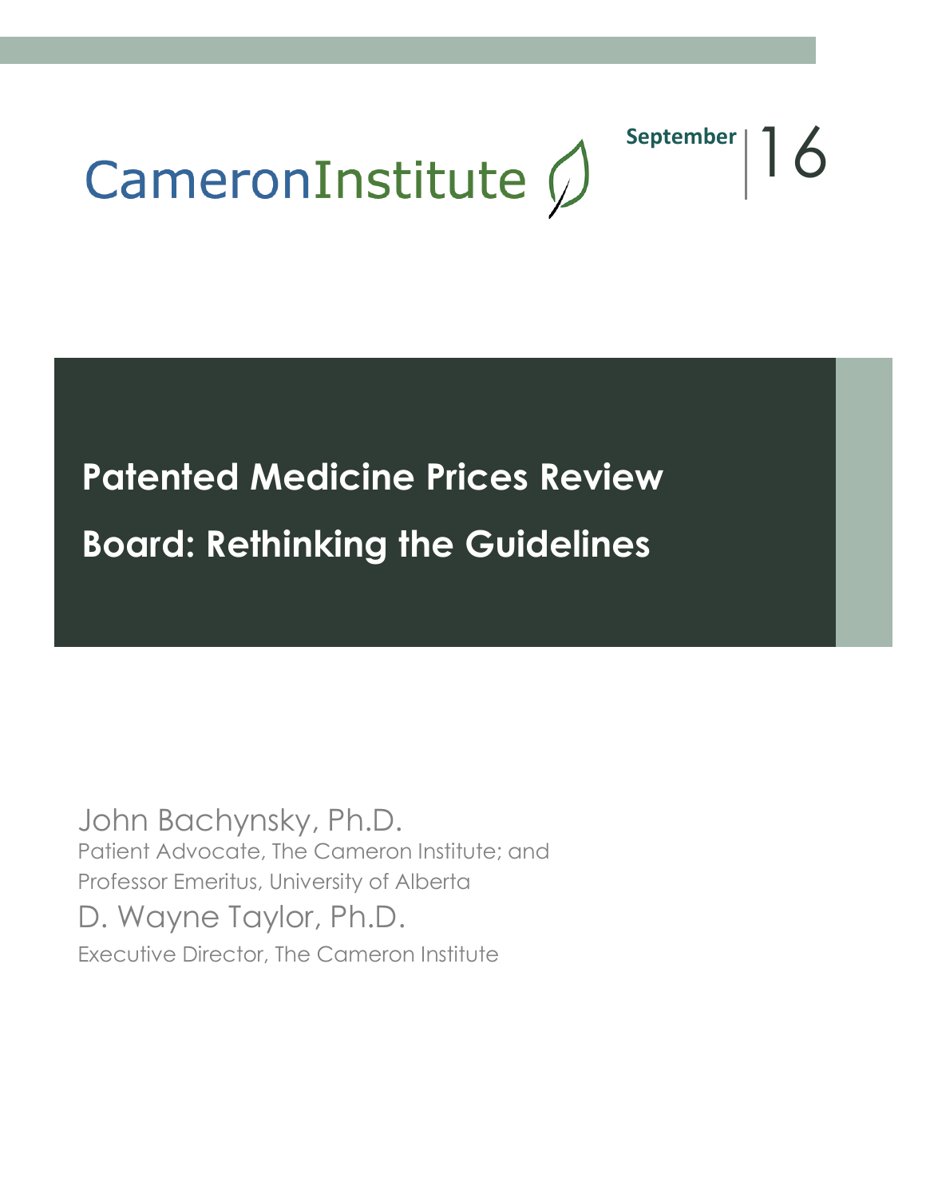CameronInstitute

September | 16

# Patented Medicine Prices Review Board: Rethinking the Guidelines

John Bachynsky, Ph.D.
Patient Advocate, The Cameron Institute; and
Professor Emeritus, University of Alberta

D. Wayne Taylor, Ph.D.
Executive Director, The Cameron Institute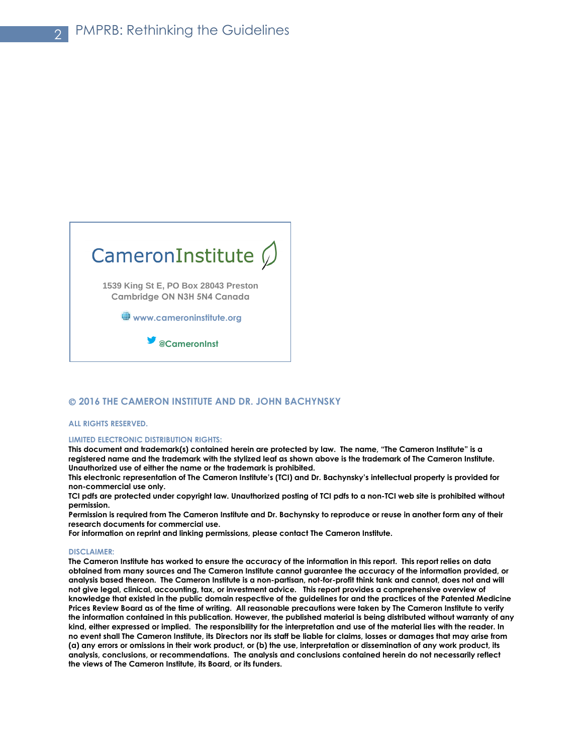CameronInstitute

1539 King St E, PO Box 28043 Preston
Cambridge ON N3H 5N4 Canada

www.cameroninstitute.org

@CameronInst

**© 2016 THE CAMERON INSTITUTE AND DR. JOHN BACHYNSKY**

**ALL RIGHTS RESERVED.**

**LIMITED ELECTRONIC DISTRIBUTION RIGHTS:**

**This document and trademark(s) contained herein are protected by law. The name, "The Cameron Institute" is a registered name and the trademark with the stylized leaf as shown above is the trademark of The Cameron Institute. Unauthorized use of either the name or the trademark is prohibited.**

**This electronic representation of The Cameron Institute's (TCI) and Dr. Bachynsky's intellectual property is provided for non-commercial use only.**

**TCI pdfs are protected under copyright law. Unauthorized posting of TCI pdfs to a non-TCI web site is prohibited without permission.**

**Permission is required from The Cameron Institute and Dr. Bachynsky to reproduce or reuse in another form any of their research documents for commercial use.**

**For information on reprint and linking permissions, please contact The Cameron Institute.**

**DISCLAIMER:**

**The Cameron Institute has worked to ensure the accuracy of the information in this report. This report relies on data obtained from many sources and The Cameron Institute cannot guarantee the accuracy of the information provided, or analysis based thereon. The Cameron Institute is a non-partisan, not-for-profit think tank and cannot, does not and will not give legal, clinical, accounting, tax, or investment advice. This report provides a comprehensive overview of knowledge that existed in the public domain respective of the guidelines for and the practices of the Patented Medicine Prices Review Board as of the time of writing. All reasonable precautions were taken by The Cameron Institute to verify the information contained in this publication. However, the published material is being distributed without warranty of any kind, either expressed or implied. The responsibility for the interpretation and use of the material lies with the reader. In no event shall The Cameron Institute, its Directors nor its staff be liable for claims, losses or damages that may arise from (a) any errors or omissions in their work product, or (b) the use, interpretation or dissemination of any work product, its analysis, conclusions, or recommendations. The analysis and conclusions contained herein do not necessarily reflect the views of The Cameron Institute, its Board, or its funders.**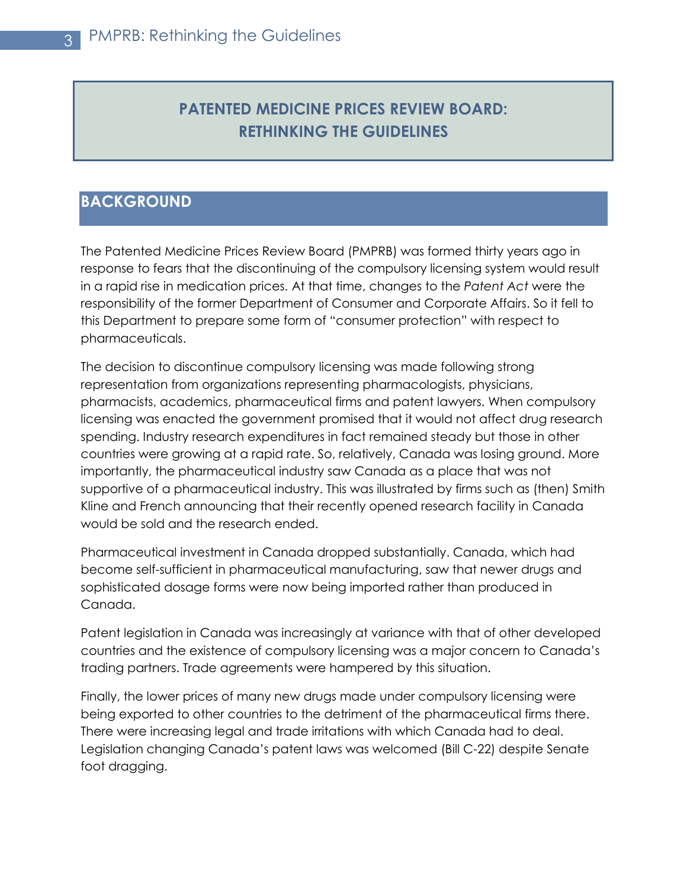# PATENTED MEDICINE PRICES REVIEW BOARD: RETHINKING THE GUIDELINES

## BACKGROUND

The Patented Medicine Prices Review Board (PMPRB) was formed thirty years ago in response to fears that the discontinuing of the compulsory licensing system would result in a rapid rise in medication prices. At that time, changes to the *Patent Act* were the responsibility of the former Department of Consumer and Corporate Affairs. So it fell to this Department to prepare some form of "consumer protection" with respect to pharmaceuticals.

The decision to discontinue compulsory licensing was made following strong representation from organizations representing pharmacologists, physicians, pharmacists, academics, pharmaceutical firms and patent lawyers. When compulsory licensing was enacted the government promised that it would not affect drug research spending. Industry research expenditures in fact remained steady but those in other countries were growing at a rapid rate. So, relatively, Canada was losing ground. More importantly, the pharmaceutical industry saw Canada as a place that was not supportive of a pharmaceutical industry. This was illustrated by firms such as (then) Smith Kline and French announcing that their recently opened research facility in Canada would be sold and the research ended.

Pharmaceutical investment in Canada dropped substantially. Canada, which had become self-sufficient in pharmaceutical manufacturing, saw that newer drugs and sophisticated dosage forms were now being imported rather than produced in Canada.

Patent legislation in Canada was increasingly at variance with that of other developed countries and the existence of compulsory licensing was a major concern to Canada's trading partners. Trade agreements were hampered by this situation.

Finally, the lower prices of many new drugs made under compulsory licensing were being exported to other countries to the detriment of the pharmaceutical firms there. There were increasing legal and trade irritations with which Canada had to deal. Legislation changing Canada's patent laws was welcomed (Bill C-22) despite Senate foot dragging.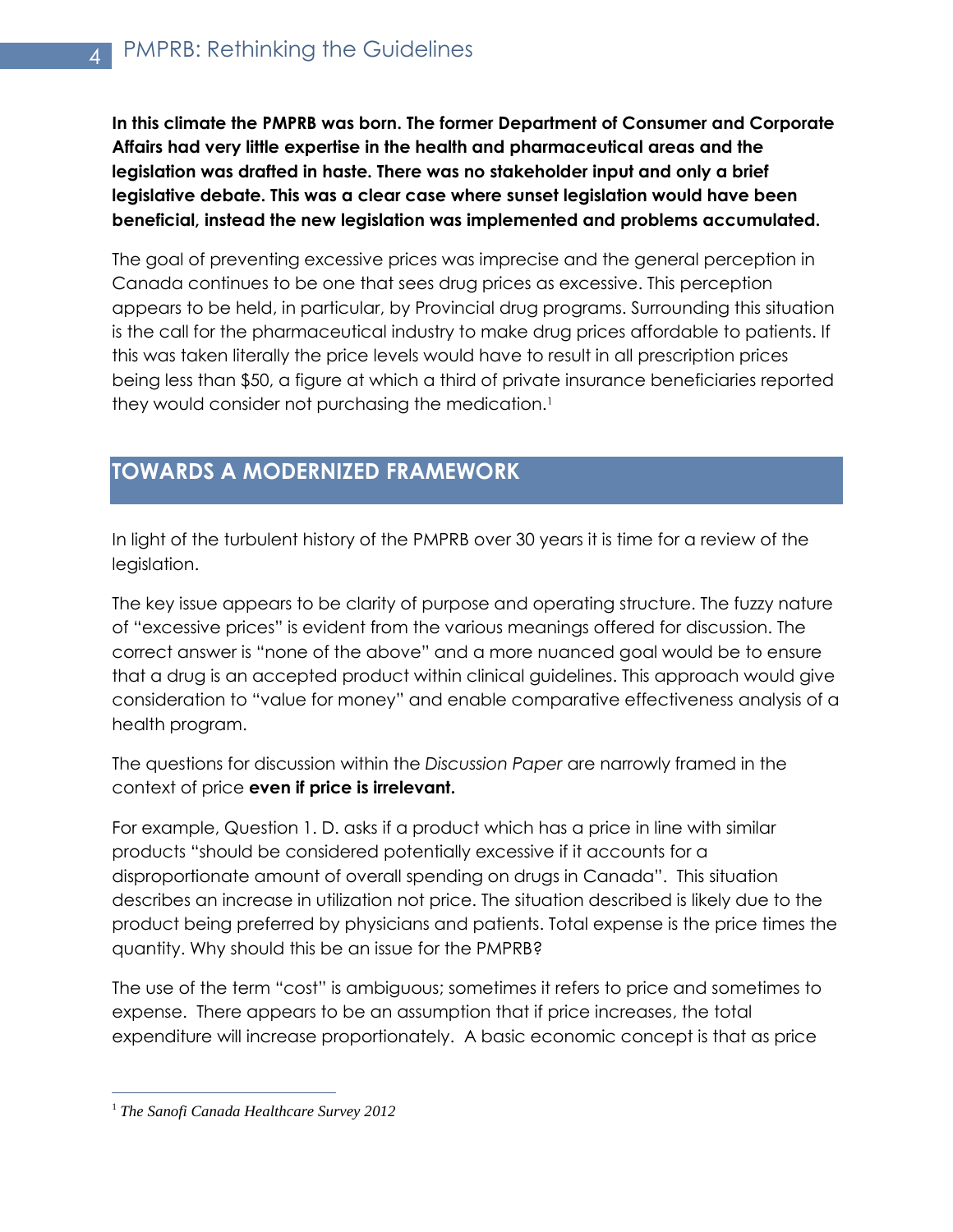**In this climate the PMPRB was born. The former Department of Consumer and Corporate Affairs had very little expertise in the health and pharmaceutical areas and the legislation was drafted in haste. There was no stakeholder input and only a brief legislative debate. This was a clear case where sunset legislation would have been beneficial, instead the new legislation was implemented and problems accumulated.**

The goal of preventing excessive prices was imprecise and the general perception in Canada continues to be one that sees drug prices as excessive. This perception appears to be held, in particular, by Provincial drug programs. Surrounding this situation is the call for the pharmaceutical industry to make drug prices affordable to patients. If this was taken literally the price levels would have to result in all prescription prices being less than $50, a figure at which a third of private insurance beneficiaries reported they would consider not purchasing the medication.[1]

## TOWARDS A MODERNIZED FRAMEWORK

In light of the turbulent history of the PMPRB over 30 years it is time for a review of the legislation.

The key issue appears to be clarity of purpose and operating structure. The fuzzy nature of "excessive prices" is evident from the various meanings offered for discussion. The correct answer is "none of the above" and a more nuanced goal would be to ensure that a drug is an accepted product within clinical guidelines. This approach would give consideration to "value for money" and enable comparative effectiveness analysis of a health program.

The questions for discussion within the *Discussion Paper* are narrowly framed in the context of price **even if price is irrelevant.**

For example, Question 1. D. asks if a product which has a price in line with similar products "should be considered potentially excessive if it accounts for a disproportionate amount of overall spending on drugs in Canada". This situation describes an increase in utilization not price. The situation described is likely due to the product being preferred by physicians and patients. Total expense is the price times the quantity. Why should this be an issue for the PMPRB?

The use of the term "cost" is ambiguous; sometimes it refers to price and sometimes to expense. There appears to be an assumption that if price increases, the total expenditure will increase proportionately. A basic economic concept is that as price

---

[1] *The Sanofi Canada Healthcare Survey 2012*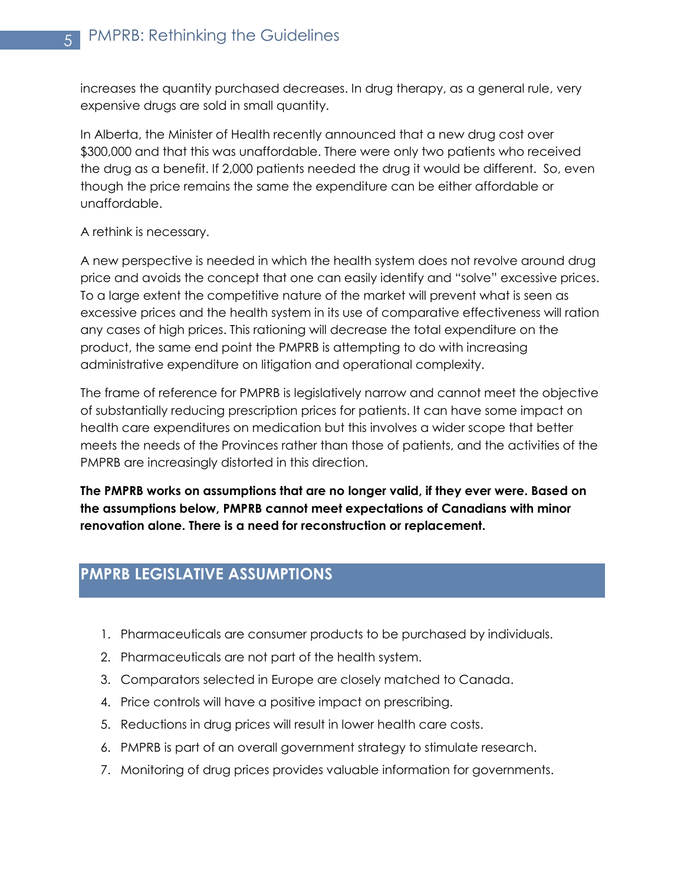increases the quantity purchased decreases. In drug therapy, as a general rule, very expensive drugs are sold in small quantity.

In Alberta, the Minister of Health recently announced that a new drug cost over $300,000 and that this was unaffordable. There were only two patients who received the drug as a benefit. If 2,000 patients needed the drug it would be different. So, even though the price remains the same the expenditure can be either affordable or unaffordable.

A rethink is necessary.

A new perspective is needed in which the health system does not revolve around drug price and avoids the concept that one can easily identify and "solve" excessive prices. To a large extent the competitive nature of the market will prevent what is seen as excessive prices and the health system in its use of comparative effectiveness will ration any cases of high prices. This rationing will decrease the total expenditure on the product, the same end point the PMPRB is attempting to do with increasing administrative expenditure on litigation and operational complexity.

The frame of reference for PMPRB is legislatively narrow and cannot meet the objective of substantially reducing prescription prices for patients. It can have some impact on health care expenditures on medication but this involves a wider scope that better meets the needs of the Provinces rather than those of patients, and the activities of the PMPRB are increasingly distorted in this direction.

**The PMPRB works on assumptions that are no longer valid, if they ever were. Based on the assumptions below, PMPRB cannot meet expectations of Canadians with minor renovation alone. There is a need for reconstruction or replacement.**

## PMPRB LEGISLATIVE ASSUMPTIONS

1. Pharmaceuticals are consumer products to be purchased by individuals.
2. Pharmaceuticals are not part of the health system.
3. Comparators selected in Europe are closely matched to Canada.
4. Price controls will have a positive impact on prescribing.
5. Reductions in drug prices will result in lower health care costs.
6. PMPRB is part of an overall government strategy to stimulate research.
7. Monitoring of drug prices provides valuable information for governments.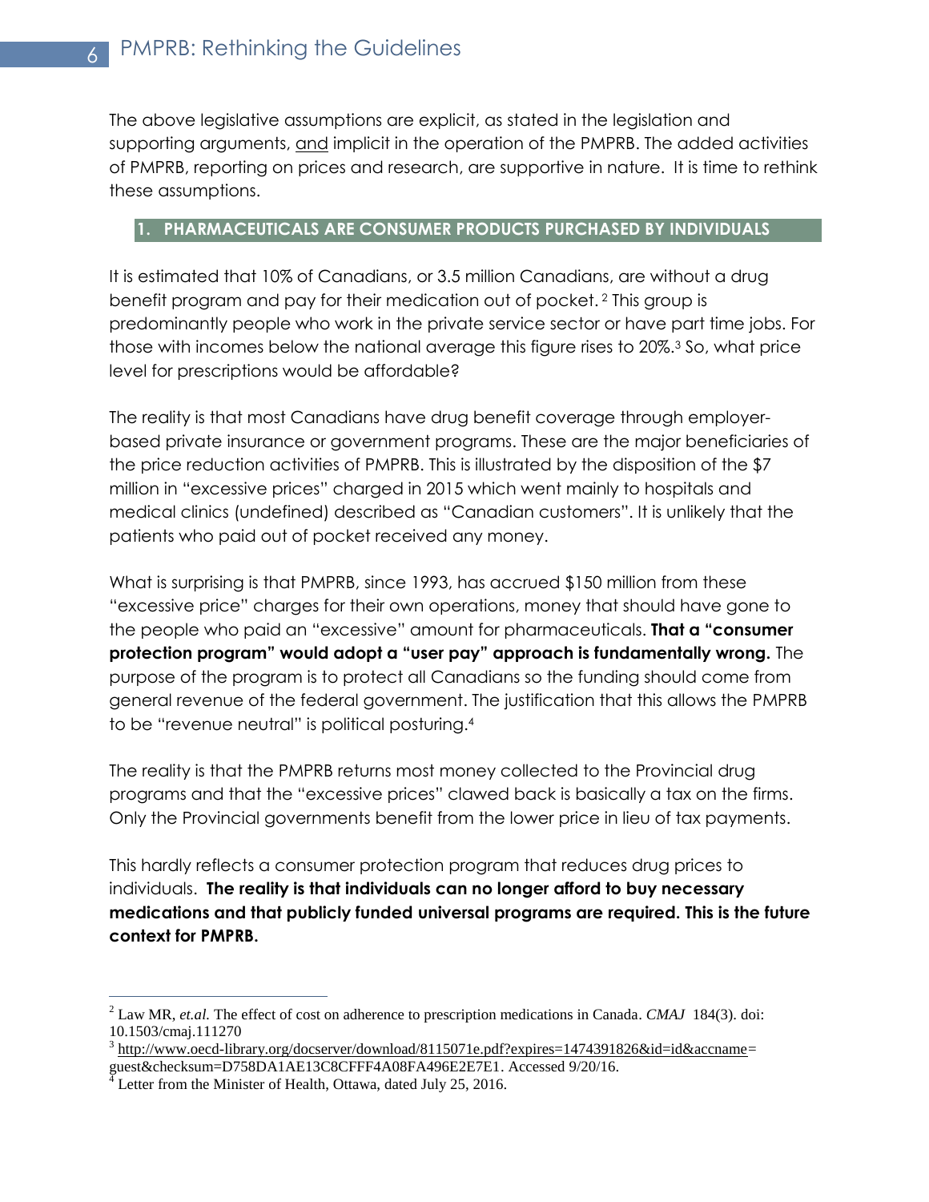The above legislative assumptions are explicit, as stated in the legislation and supporting arguments, and implicit in the operation of the PMPRB. The added activities of PMPRB, reporting on prices and research, are supportive in nature. It is time to rethink these assumptions.

## 1. PHARMACEUTICALS ARE CONSUMER PRODUCTS PURCHASED BY INDIVIDUALS

It is estimated that 10% of Canadians, or 3.5 million Canadians, are without a drug benefit program and pay for their medication out of pocket. [2] This group is predominantly people who work in the private service sector or have part time jobs. For those with incomes below the national average this figure rises to 20%.[3] So, what price level for prescriptions would be affordable?

The reality is that most Canadians have drug benefit coverage through employer-based private insurance or government programs. These are the major beneficiaries of the price reduction activities of PMPRB. This is illustrated by the disposition of the $7 million in "excessive prices" charged in 2015 which went mainly to hospitals and medical clinics (undefined) described as "Canadian customers". It is unlikely that the patients who paid out of pocket received any money.

What is surprising is that PMPRB, since 1993, has accrued $150 million from these "excessive price" charges for their own operations, money that should have gone to the people who paid an "excessive" amount for pharmaceuticals. **That a "consumer protection program" would adopt a "user pay" approach is fundamentally wrong.** The purpose of the program is to protect all Canadians so the funding should come from general revenue of the federal government. The justification that this allows the PMPRB to be "revenue neutral" is political posturing.[4]

The reality is that the PMPRB returns most money collected to the Provincial drug programs and that the "excessive prices" clawed back is basically a tax on the firms. Only the Provincial governments benefit from the lower price in lieu of tax payments.

This hardly reflects a consumer protection program that reduces drug prices to individuals. **The reality is that individuals can no longer afford to buy necessary medications and that publicly funded universal programs are required. This is the future context for PMPRB.**

---

[2] Law MR, *et.al.* The effect of cost on adherence to prescription medications in Canada. *CMAJ* 184(3). doi: 10.1503/cmaj.111270

[3] http://www.oecd-library.org/docserver/download/8115071e.pdf?expires=1474391826&id=id&accname=guest&checksum=D758DA1AE13C8CFFF4A08FA496E2E7E1. Accessed 9/20/16.

[4] Letter from the Minister of Health, Ottawa, dated July 25, 2016.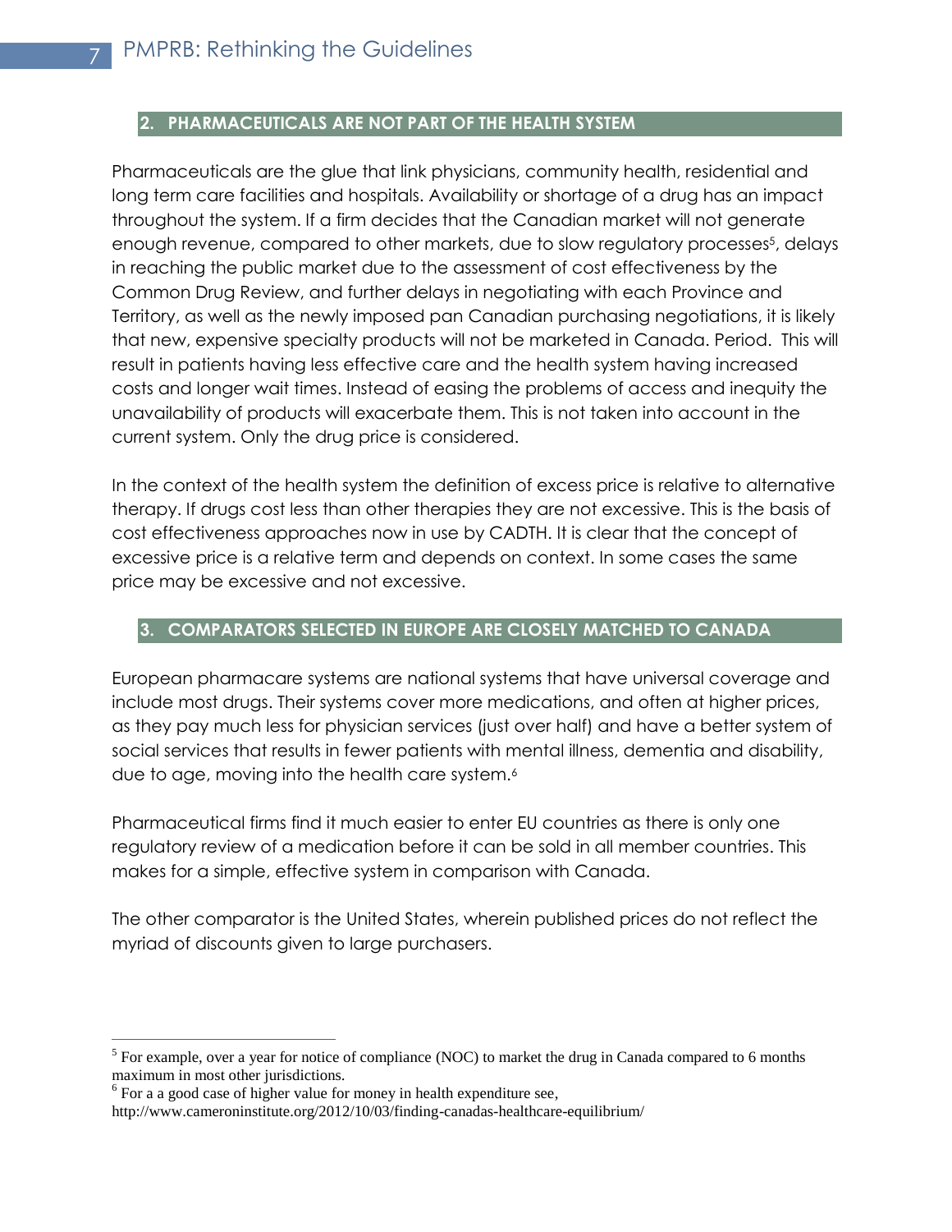## 2. PHARMACEUTICALS ARE NOT PART OF THE HEALTH SYSTEM

Pharmaceuticals are the glue that link physicians, community health, residential and long term care facilities and hospitals. Availability or shortage of a drug has an impact throughout the system. If a firm decides that the Canadian market will not generate enough revenue, compared to other markets, due to slow regulatory processes[5], delays in reaching the public market due to the assessment of cost effectiveness by the Common Drug Review, and further delays in negotiating with each Province and Territory, as well as the newly imposed pan Canadian purchasing negotiations, it is likely that new, expensive specialty products will not be marketed in Canada. Period. This will result in patients having less effective care and the health system having increased costs and longer wait times. Instead of easing the problems of access and inequity the unavailability of products will exacerbate them. This is not taken into account in the current system. Only the drug price is considered.

In the context of the health system the definition of excess price is relative to alternative therapy. If drugs cost less than other therapies they are not excessive. This is the basis of cost effectiveness approaches now in use by CADTH. It is clear that the concept of excessive price is a relative term and depends on context. In some cases the same price may be excessive and not excessive.

## 3. COMPARATORS SELECTED IN EUROPE ARE CLOSELY MATCHED TO CANADA

European pharmacare systems are national systems that have universal coverage and include most drugs. Their systems cover more medications, and often at higher prices, as they pay much less for physician services (just over half) and have a better system of social services that results in fewer patients with mental illness, dementia and disability, due to age, moving into the health care system.[6]

Pharmaceutical firms find it much easier to enter EU countries as there is only one regulatory review of a medication before it can be sold in all member countries. This makes for a simple, effective system in comparison with Canada.

The other comparator is the United States, wherein published prices do not reflect the myriad of discounts given to large purchasers.

---

[5] For example, over a year for notice of compliance (NOC) to market the drug in Canada compared to 6 months maximum in most other jurisdictions.

[6] For a a good case of higher value for money in health expenditure see, http://www.cameroninstitute.org/2012/10/03/finding-canadas-healthcare-equilibrium/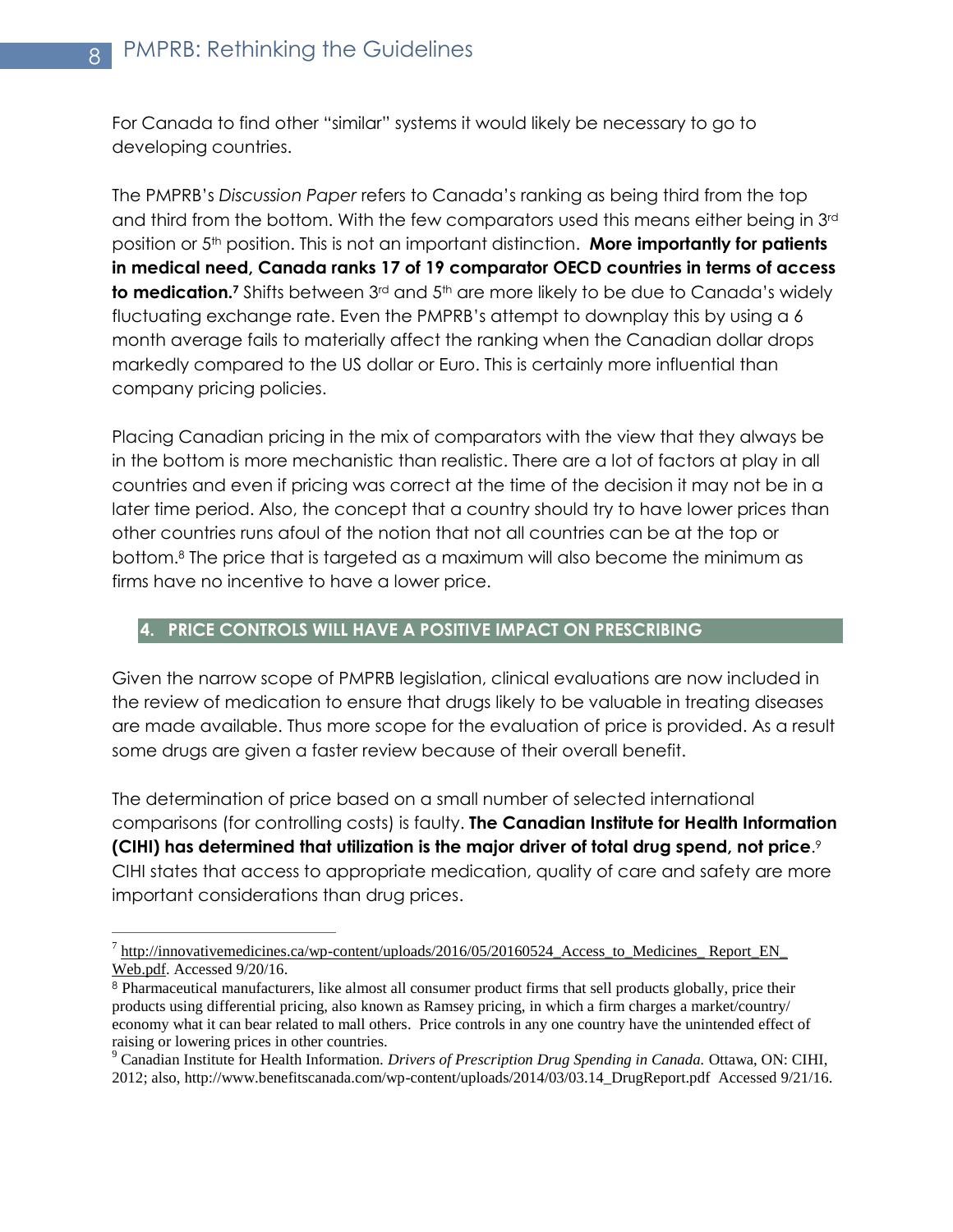For Canada to find other "similar" systems it would likely be necessary to go to developing countries.

The PMPRB's *Discussion Paper* refers to Canada's ranking as being third from the top and third from the bottom. With the few comparators used this means either being in 3rd position or 5th position. This is not an important distinction. **More importantly for patients in medical need, Canada ranks 17 of 19 comparator OECD countries in terms of access to medication.**[7] Shifts between 3rd and 5th are more likely to be due to Canada's widely fluctuating exchange rate. Even the PMPRB's attempt to downplay this by using a 6 month average fails to materially affect the ranking when the Canadian dollar drops markedly compared to the US dollar or Euro. This is certainly more influential than company pricing policies.

Placing Canadian pricing in the mix of comparators with the view that they always be in the bottom is more mechanistic than realistic. There are a lot of factors at play in all countries and even if pricing was correct at the time of the decision it may not be in a later time period. Also, the concept that a country should try to have lower prices than other countries runs afoul of the notion that not all countries can be at the top or bottom.[8] The price that is targeted as a maximum will also become the minimum as firms have no incentive to have a lower price.

## 4. PRICE CONTROLS WILL HAVE A POSITIVE IMPACT ON PRESCRIBING

Given the narrow scope of PMPRB legislation, clinical evaluations are now included in the review of medication to ensure that drugs likely to be valuable in treating diseases are made available. Thus more scope for the evaluation of price is provided. As a result some drugs are given a faster review because of their overall benefit.

The determination of price based on a small number of selected international comparisons (for controlling costs) is faulty. **The Canadian Institute for Health Information (CIHI) has determined that utilization is the major driver of total drug spend, not price**.[9] CIHI states that access to appropriate medication, quality of care and safety are more important considerations than drug prices.

---

[7] http://innovativemedicines.ca/wp-content/uploads/2016/05/20160524_Access_to_Medicines_ Report_EN_ Web.pdf. Accessed 9/20/16.

[8] Pharmaceutical manufacturers, like almost all consumer product firms that sell products globally, price their products using differential pricing, also known as Ramsey pricing, in which a firm charges a market/country/ economy what it can bear related to mall others. Price controls in any one country have the unintended effect of raising or lowering prices in other countries.

[9] Canadian Institute for Health Information. *Drivers of Prescription Drug Spending in Canada.* Ottawa, ON: CIHI, 2012; also, http://www.benefitscanada.com/wp-content/uploads/2014/03/03.14_DrugReport.pdf Accessed 9/21/16.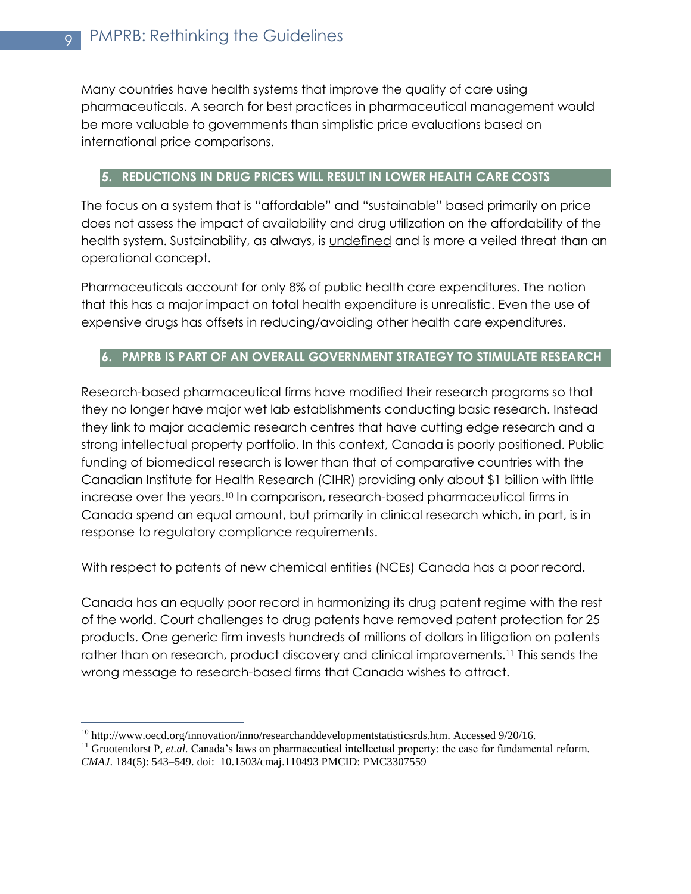Many countries have health systems that improve the quality of care using pharmaceuticals. A search for best practices in pharmaceutical management would be more valuable to governments than simplistic price evaluations based on international price comparisons.

## 5. REDUCTIONS IN DRUG PRICES WILL RESULT IN LOWER HEALTH CARE COSTS

The focus on a system that is "affordable" and "sustainable" based primarily on price does not assess the impact of availability and drug utilization on the affordability of the health system. Sustainability, as always, is undefined and is more a veiled threat than an operational concept.

Pharmaceuticals account for only 8% of public health care expenditures. The notion that this has a major impact on total health expenditure is unrealistic. Even the use of expensive drugs has offsets in reducing/avoiding other health care expenditures.

## 6. PMPRB IS PART OF AN OVERALL GOVERNMENT STRATEGY TO STIMULATE RESEARCH

Research-based pharmaceutical firms have modified their research programs so that they no longer have major wet lab establishments conducting basic research. Instead they link to major academic research centres that have cutting edge research and a strong intellectual property portfolio. In this context, Canada is poorly positioned. Public funding of biomedical research is lower than that of comparative countries with the Canadian Institute for Health Research (CIHR) providing only about $1 billion with little increase over the years.[10] In comparison, research-based pharmaceutical firms in Canada spend an equal amount, but primarily in clinical research which, in part, is in response to regulatory compliance requirements.

With respect to patents of new chemical entities (NCEs) Canada has a poor record.

Canada has an equally poor record in harmonizing its drug patent regime with the rest of the world. Court challenges to drug patents have removed patent protection for 25 products. One generic firm invests hundreds of millions of dollars in litigation on patents rather than on research, product discovery and clinical improvements.[11] This sends the wrong message to research-based firms that Canada wishes to attract.

---

[10] http://www.oecd.org/innovation/inno/researchanddevelopmentstatisticsrds.htm. Accessed 9/20/16.

[11] Grootendorst P, *et.al.* Canada's laws on pharmaceutical intellectual property: the case for fundamental reform. *CMAJ*. 184(5): 543–549. doi: 10.1503/cmaj.110493 PMCID: PMC3307559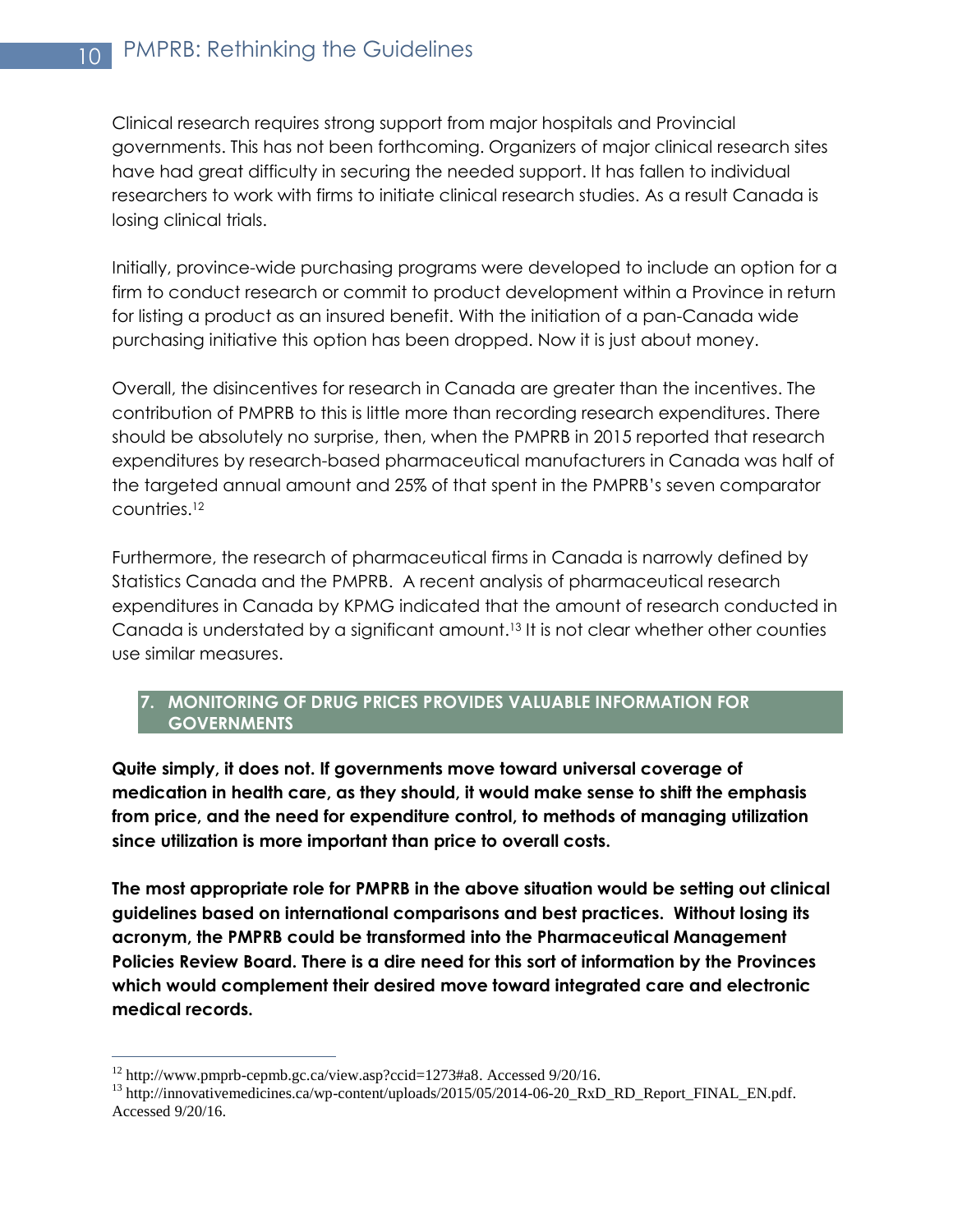Clinical research requires strong support from major hospitals and Provincial governments. This has not been forthcoming. Organizers of major clinical research sites have had great difficulty in securing the needed support. It has fallen to individual researchers to work with firms to initiate clinical research studies. As a result Canada is losing clinical trials.

Initially, province-wide purchasing programs were developed to include an option for a firm to conduct research or commit to product development within a Province in return for listing a product as an insured benefit. With the initiation of a pan-Canada wide purchasing initiative this option has been dropped. Now it is just about money.

Overall, the disincentives for research in Canada are greater than the incentives. The contribution of PMPRB to this is little more than recording research expenditures. There should be absolutely no surprise, then, when the PMPRB in 2015 reported that research expenditures by research-based pharmaceutical manufacturers in Canada was half of the targeted annual amount and 25% of that spent in the PMPRB's seven comparator countries.[12]

Furthermore, the research of pharmaceutical firms in Canada is narrowly defined by Statistics Canada and the PMPRB. A recent analysis of pharmaceutical research expenditures in Canada by KPMG indicated that the amount of research conducted in Canada is understated by a significant amount.[13] It is not clear whether other counties use similar measures.

## 7. MONITORING OF DRUG PRICES PROVIDES VALUABLE INFORMATION FOR GOVERNMENTS

**Quite simply, it does not. If governments move toward universal coverage of medication in health care, as they should, it would make sense to shift the emphasis from price, and the need for expenditure control, to methods of managing utilization since utilization is more important than price to overall costs.**

**The most appropriate role for PMPRB in the above situation would be setting out clinical guidelines based on international comparisons and best practices. Without losing its acronym, the PMPRB could be transformed into the Pharmaceutical Management Policies Review Board. There is a dire need for this sort of information by the Provinces which would complement their desired move toward integrated care and electronic medical records.**

---

[12] http://www.pmprb-cepmb.gc.ca/view.asp?ccid=1273#a8. Accessed 9/20/16.

[13] http://innovativemedicines.ca/wp-content/uploads/2015/05/2014-06-20_RxD_RD_Report_FINAL_EN.pdf. Accessed 9/20/16.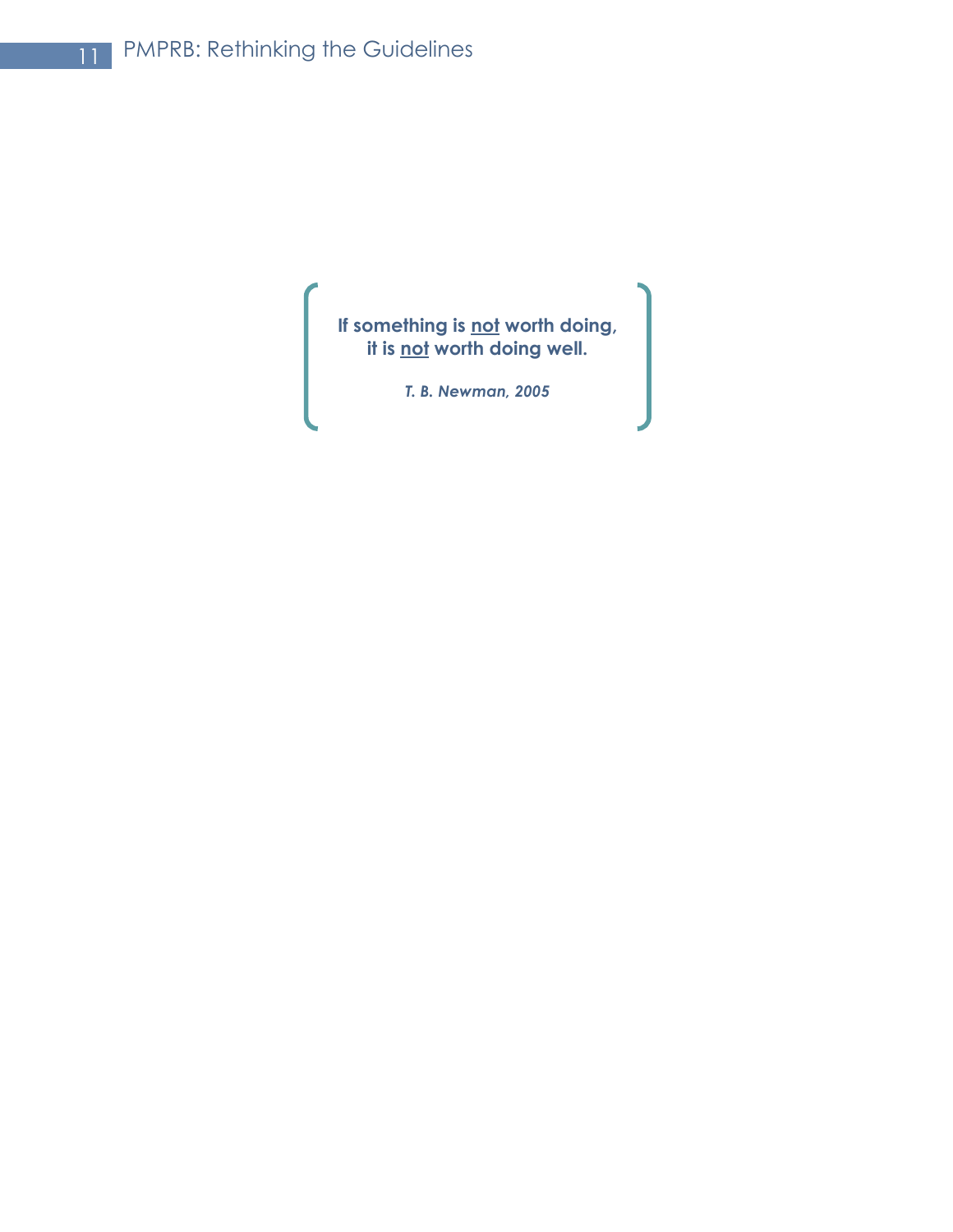**If something is <u>not</u> worth doing,**
**it is <u>not</u> worth doing well.**

***T. B. Newman, 2005***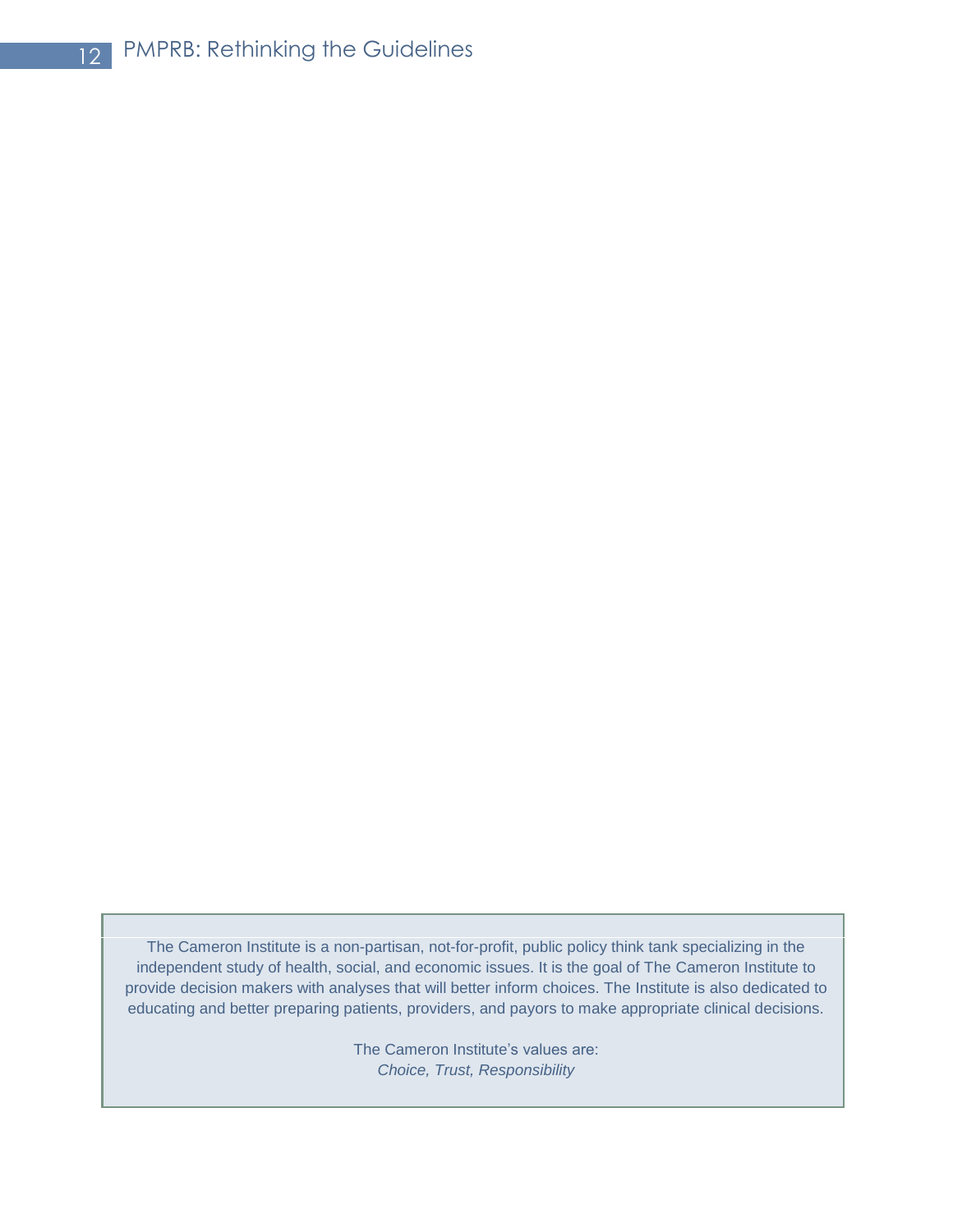The Cameron Institute is a non-partisan, not-for-profit, public policy think tank specializing in the independent study of health, social, and economic issues. It is the goal of The Cameron Institute to provide decision makers with analyses that will better inform choices. The Institute is also dedicated to educating and better preparing patients, providers, and payors to make appropriate clinical decisions.

The Cameron Institute's values are:
*Choice, Trust, Responsibility*